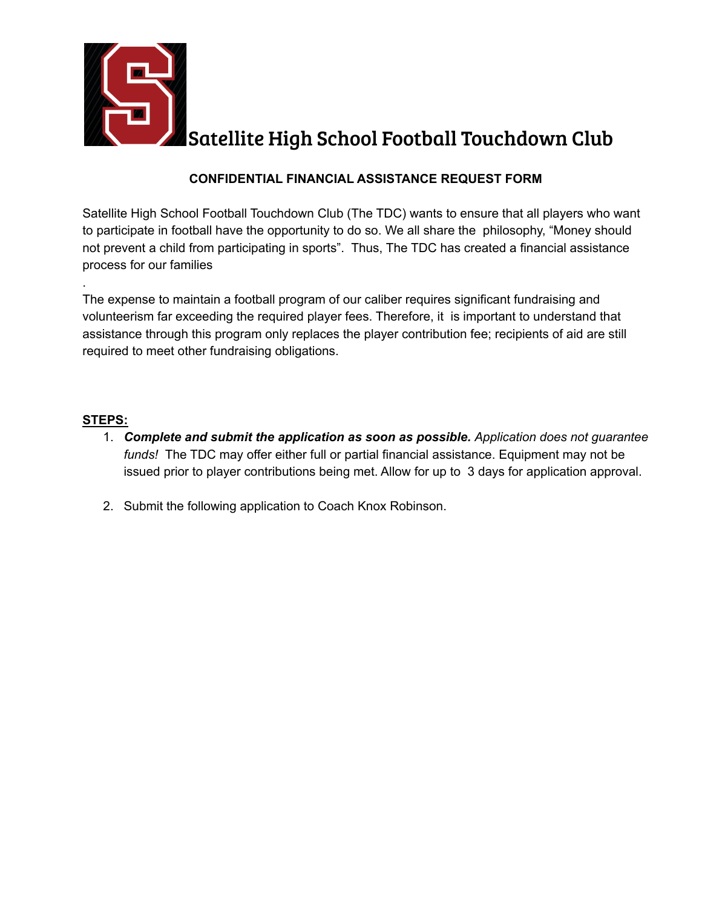# Satellite High School Football Touchdown Club

**CONFIDENTIAL FINANCIAL ASSISTANCE REQUEST FORM**

Satellite High School Football Touchdown Club (The TDC) wants to ensure that all players who want to participate in football have the opportunity to do so. We all share the philosophy, "Money should not prevent a child from participating in sports". Thus, The TDC has created a financial assistance process for our families

.

The expense to maintain a football program of our caliber requires significant fundraising and volunteerism far exceeding the required player fees. Therefore, it is important to understand that assistance through this program only replaces the player contribution fee; recipients of aid are still required to meet other fundraising obligations.

**STEPS:**

1. ***Complete and submit the application as soon as possible.*** *Application does not guarantee funds!* The TDC may offer either full or partial financial assistance. Equipment may not be issued prior to player contributions being met. Allow for up to 3 days for application approval.

2. Submit the following application to Coach Knox Robinson.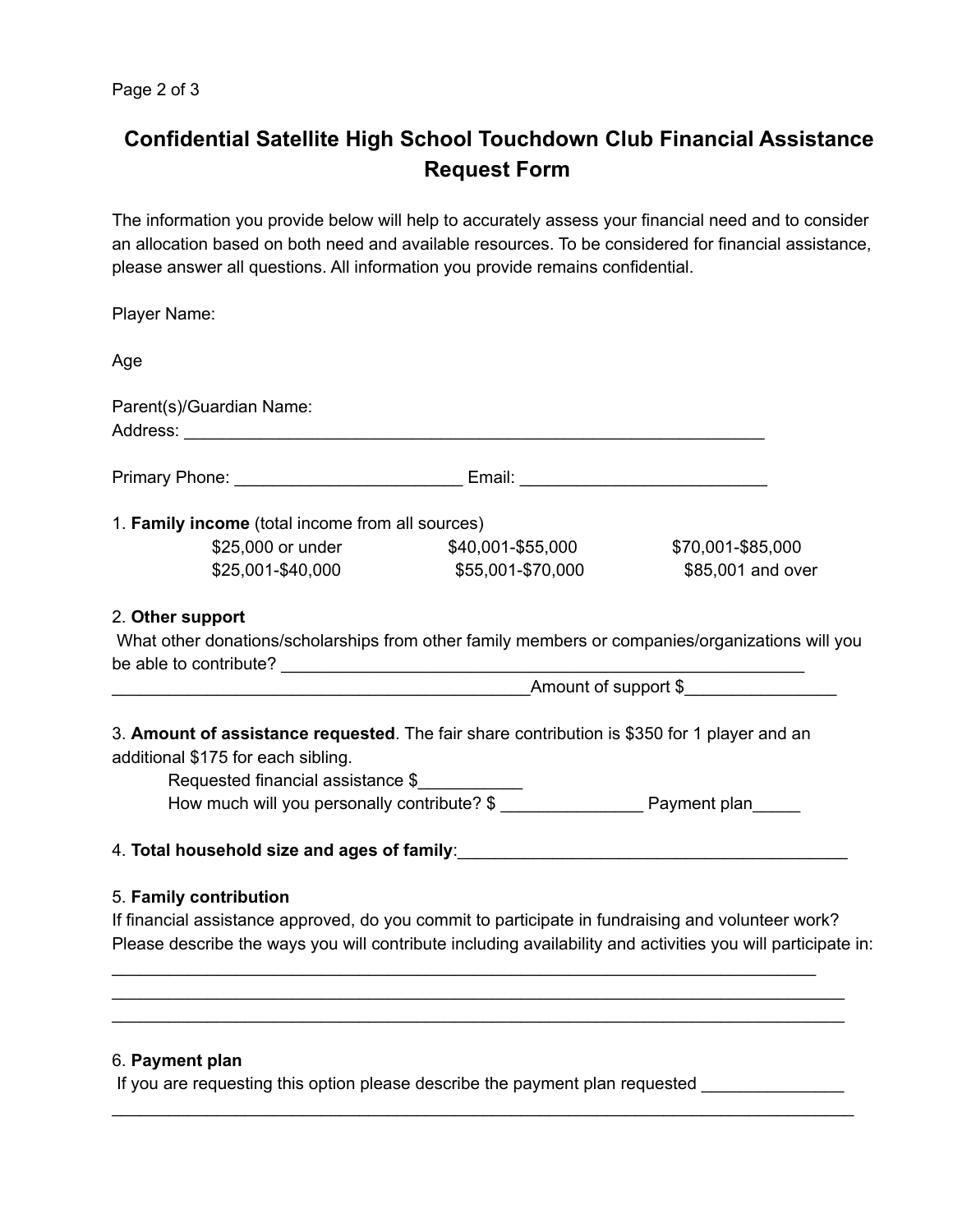# Confidential Satellite High School Touchdown Club Financial Assistance Request Form

The information you provide below will help to accurately assess your financial need and to consider an allocation based on both need and available resources. To be considered for financial assistance, please answer all questions. All information you provide remains confidential.

Player Name:

Age

Parent(s)/Guardian Name:
Address: ________________________________________________________________

Primary Phone: ________________________ Email: __________________________

1. **Family income** (total income from all sources)

| | | |
|---|---|---|
| $25,000 or under | $40,001-$55,000 | $70,001-$85,000 |
| $25,001-$40,000 | $55,001-$70,000 | $85,001 and over |

2. **Other support**
What other donations/scholarships from other family members or companies/organizations will you be able to contribute? _______________________________________________________
_____________________________________________Amount of support $________________

3. **Amount of assistance requested**. The fair share contribution is $350 for 1 player and an additional $175 for each sibling.
   Requested financial assistance $___________
   How much will you personally contribute? $ _______________ Payment plan_____

4. **Total household size and ages of family**:__________________________________________

5. **Family contribution**
If financial assistance approved, do you commit to participate in fundraising and volunteer work? Please describe the ways you will contribute including availability and activities you will participate in:
___________________________________________________________________________
_____________________________________________________________________________
_____________________________________________________________________________

6. **Payment plan**
If you are requesting this option please describe the payment plan requested _______________
______________________________________________________________________________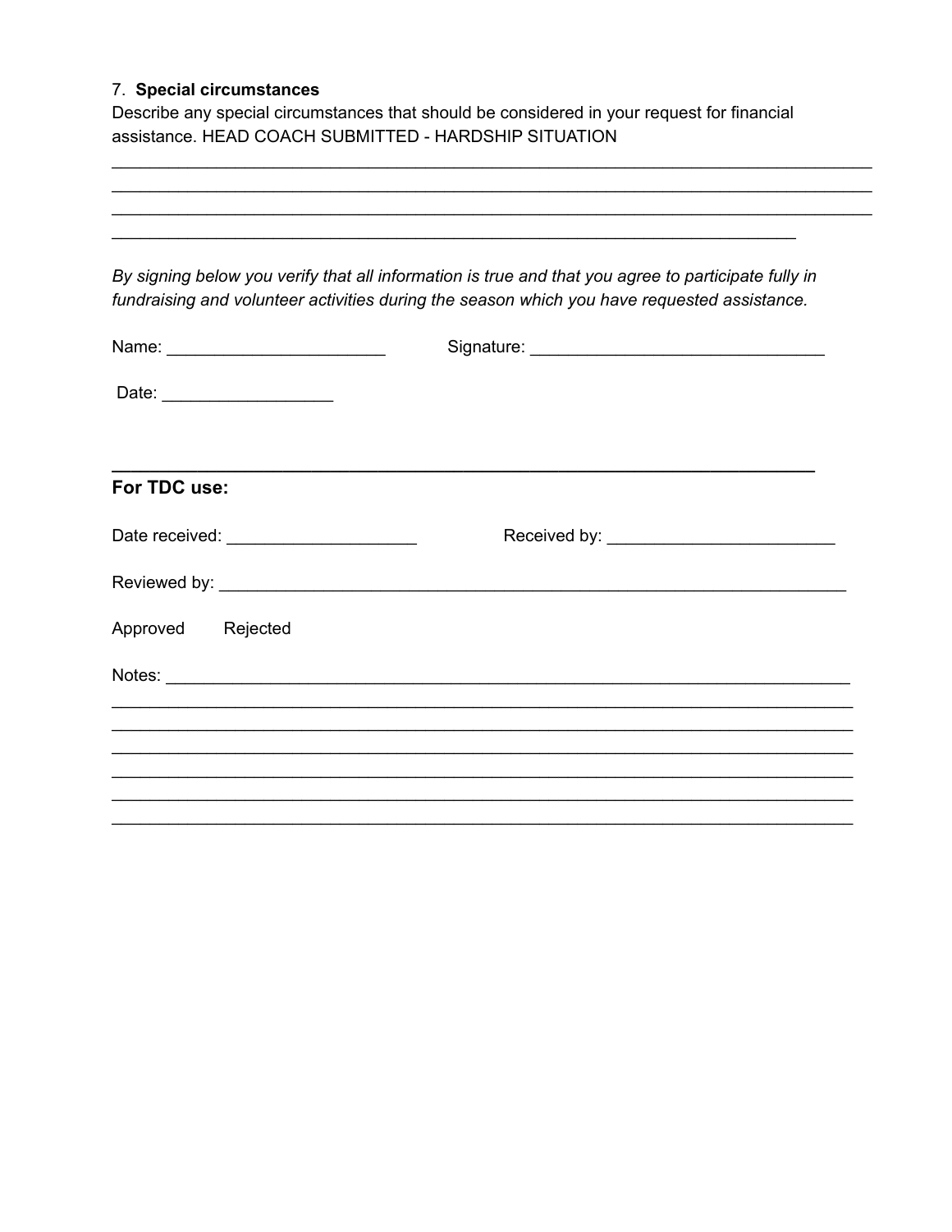7. **Special circumstances**

Describe any special circumstances that should be considered in your request for financial assistance. HEAD COACH SUBMITTED - HARDSHIP SITUATION

_______________________________________________________________________________
_______________________________________________________________________________
_______________________________________________________________________________
_______________________________________________________________________

*By signing below you verify that all information is true and that you agree to participate fully in fundraising and volunteer activities during the season which you have requested assistance.*

Name: ______________________ Signature: ______________________________

Date: _________________

---

**For TDC use:**

Date received: ___________________ Received by: _______________________

Reviewed by: _________________________________________________________________

Approved Rejected

Notes: ______________________________________________________________________
_____________________________________________________________________________
_____________________________________________________________________________
_____________________________________________________________________________
_____________________________________________________________________________
_____________________________________________________________________________
_____________________________________________________________________________